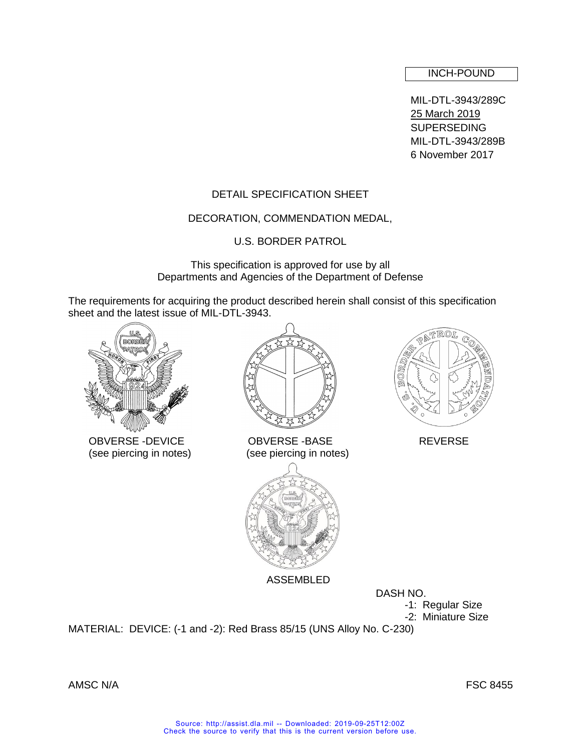INCH-POUND

MIL-DTL-3943/289C
25 March 2019
SUPERSEDING
MIL-DTL-3943/289B
6 November 2017

DETAIL SPECIFICATION SHEET

DECORATION, COMMENDATION MEDAL,

U.S. BORDER PATROL

This specification is approved for use by all
Departments and Agencies of the Department of Defense

The requirements for acquiring the product described herein shall consist of this specification sheet and the latest issue of MIL-DTL-3943.

OBVERSE -DEVICE
(see piercing in notes)

OBVERSE -BASE
(see piercing in notes)

REVERSE

ASSEMBLED

DASH NO.
-1: Regular Size
-2: Miniature Size

MATERIAL: DEVICE: (-1 and -2): Red Brass 85/15 (UNS Alloy No. C-230)

AMSC N/A

FSC 8455

Source: http://assist.dla.mil -- Downloaded: 2019-09-25T12:00Z
Check the source to verify that this is the current version before use.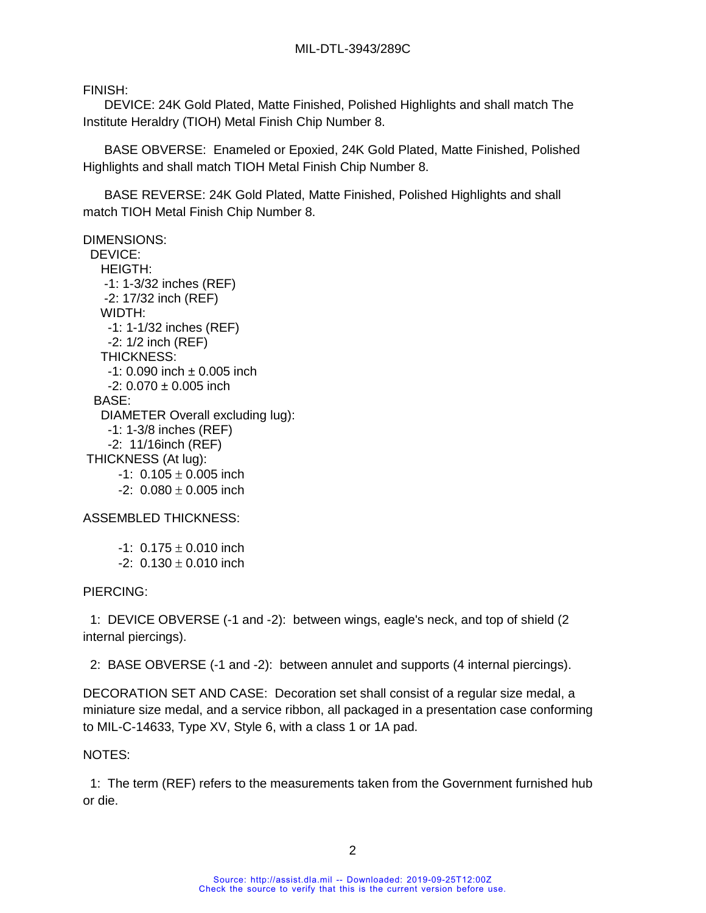FINISH:

DEVICE: 24K Gold Plated, Matte Finished, Polished Highlights and shall match The Institute Heraldry (TIOH) Metal Finish Chip Number 8.

BASE OBVERSE: Enameled or Epoxied, 24K Gold Plated, Matte Finished, Polished Highlights and shall match TIOH Metal Finish Chip Number 8.

BASE REVERSE: 24K Gold Plated, Matte Finished, Polished Highlights and shall match TIOH Metal Finish Chip Number 8.

DIMENSIONS:

DEVICE:

HEIGTH:

-1: 1-3/32 inches (REF)

-2: 17/32 inch (REF)

WIDTH:

-1: 1-1/32 inches (REF)

-2: 1/2 inch (REF)

THICKNESS:

-1: 0.090 inch ± 0.005 inch

-2: 0.070 ± 0.005 inch

BASE:

DIAMETER Overall excluding lug):

-1: 1-3/8 inches (REF)

-2: 11/16inch (REF)

THICKNESS (At lug):

-1: 0.105 ± 0.005 inch

-2: 0.080 ± 0.005 inch

ASSEMBLED THICKNESS:

-1: 0.175 ± 0.010 inch

-2: 0.130 ± 0.010 inch

PIERCING:

1: DEVICE OBVERSE (-1 and -2): between wings, eagle's neck, and top of shield (2 internal piercings).

2: BASE OBVERSE (-1 and -2): between annulet and supports (4 internal piercings).

DECORATION SET AND CASE: Decoration set shall consist of a regular size medal, a miniature size medal, and a service ribbon, all packaged in a presentation case conforming to MIL-C-14633, Type XV, Style 6, with a class 1 or 1A pad.

NOTES:

1: The term (REF) refers to the measurements taken from the Government furnished hub or die.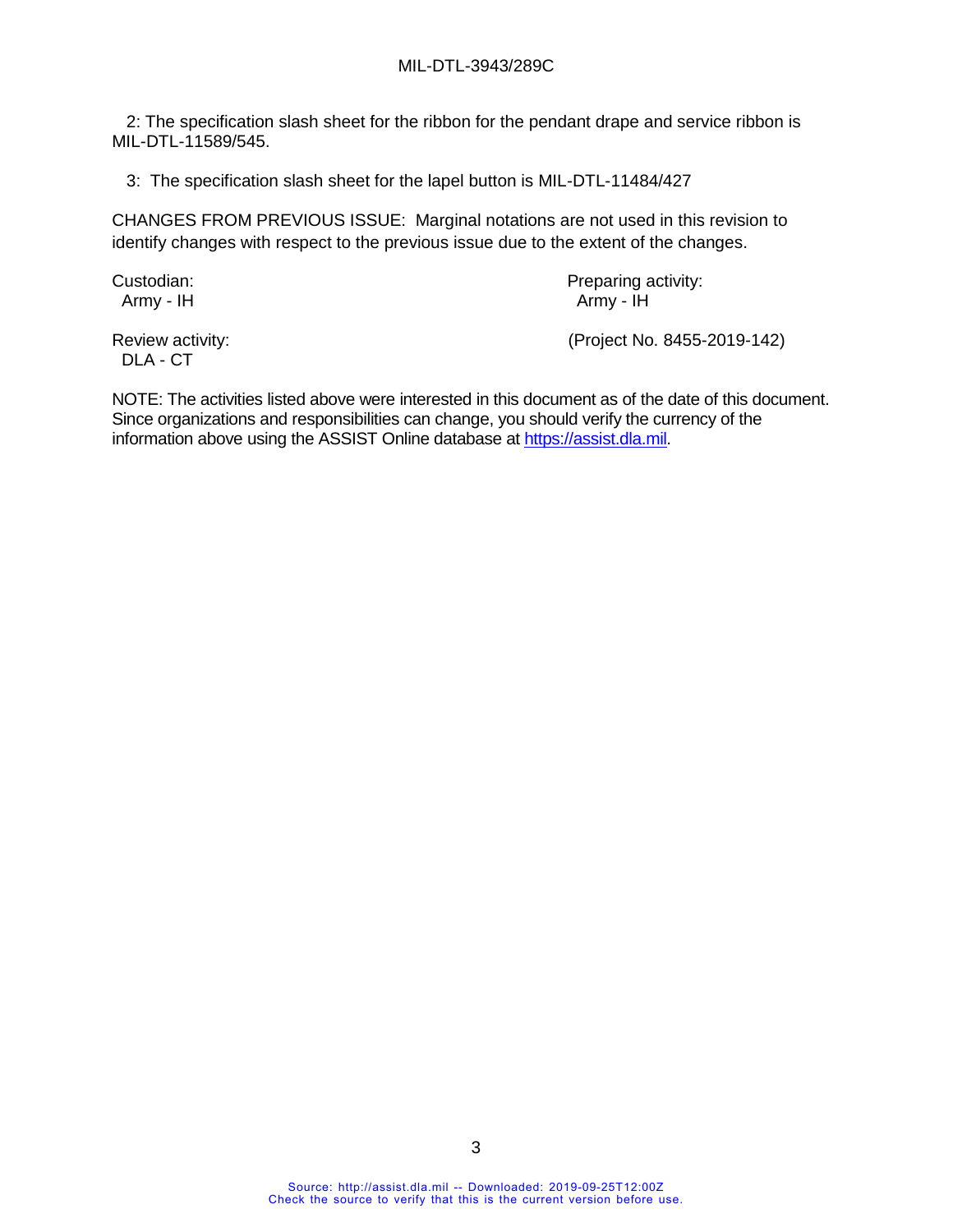2: The specification slash sheet for the ribbon for the pendant drape and service ribbon is MIL-DTL-11589/545.

3: The specification slash sheet for the lapel button is MIL-DTL-11484/427

CHANGES FROM PREVIOUS ISSUE: Marginal notations are not used in this revision to identify changes with respect to the previous issue due to the extent of the changes.

Custodian:
Army - IH

Preparing activity:
Army - IH

Review activity:
DLA - CT

(Project No. 8455-2019-142)

NOTE: The activities listed above were interested in this document as of the date of this document. Since organizations and responsibilities can change, you should verify the currency of the information above using the ASSIST Online database at https://assist.dla.mil.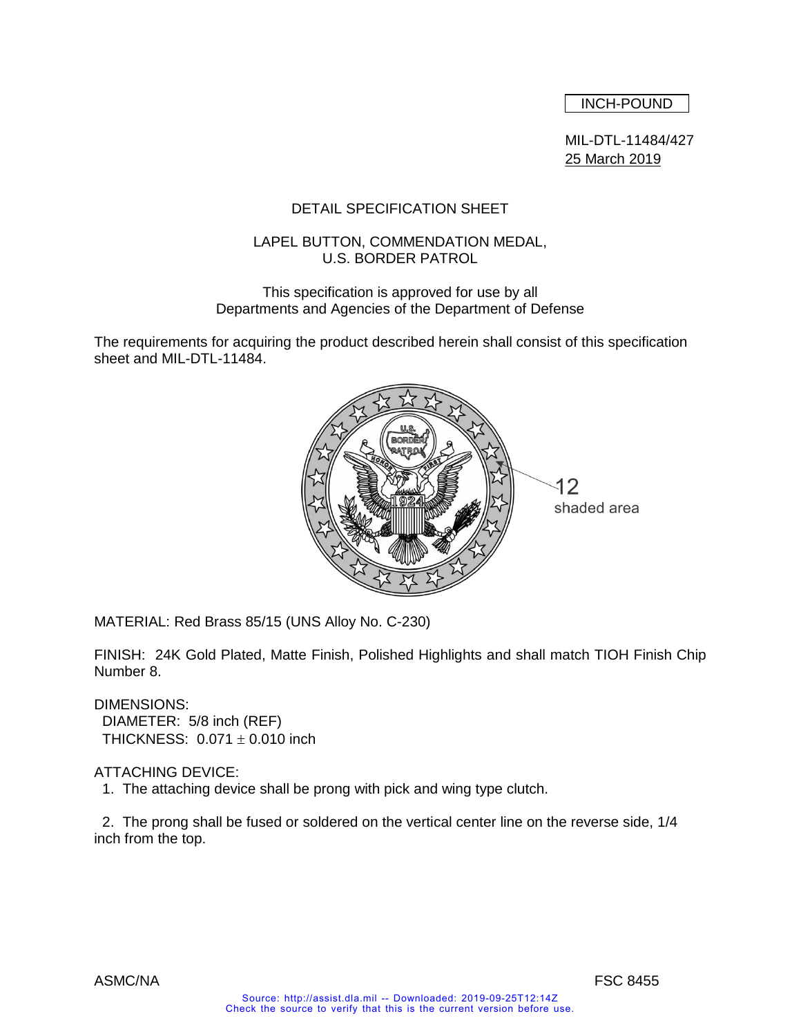INCH-POUND

MIL-DTL-11484/427
25 March 2019

# DETAIL SPECIFICATION SHEET

## LAPEL BUTTON, COMMENDATION MEDAL, U.S. BORDER PATROL

This specification is approved for use by all Departments and Agencies of the Department of Defense

The requirements for acquiring the product described herein shall consist of this specification sheet and MIL-DTL-11484.

12
shaded area

MATERIAL: Red Brass 85/15 (UNS Alloy No. C-230)

FINISH: 24K Gold Plated, Matte Finish, Polished Highlights and shall match TIOH Finish Chip Number 8.

DIMENSIONS:
  DIAMETER: 5/8 inch (REF)
  THICKNESS: 0.071 ± 0.010 inch

ATTACHING DEVICE:
  1. The attaching device shall be prong with pick and wing type clutch.

  2. The prong shall be fused or soldered on the vertical center line on the reverse side, 1/4 inch from the top.

ASMC/NA                                                                                                    FSC 8455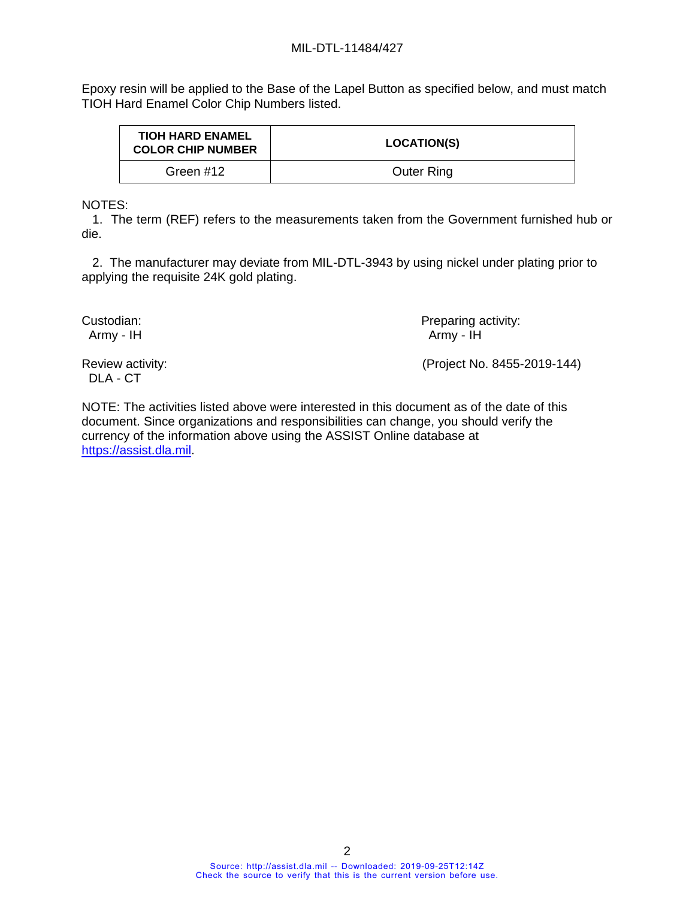Epoxy resin will be applied to the Base of the Lapel Button as specified below, and must match TIOH Hard Enamel Color Chip Numbers listed.

| TIOH HARD ENAMEL COLOR CHIP NUMBER | LOCATION(S) |
|---|---|
| Green #12 | Outer Ring |

NOTES:

1. The term (REF) refers to the measurements taken from the Government furnished hub or die.

2. The manufacturer may deviate from MIL-DTL-3943 by using nickel under plating prior to applying the requisite 24K gold plating.

Custodian:
Army - IH

Review activity:
DLA - CT

Preparing activity:
Army - IH

(Project No. 8455-2019-144)

NOTE: The activities listed above were interested in this document as of the date of this document. Since organizations and responsibilities can change, you should verify the currency of the information above using the ASSIST Online database at https://assist.dla.mil.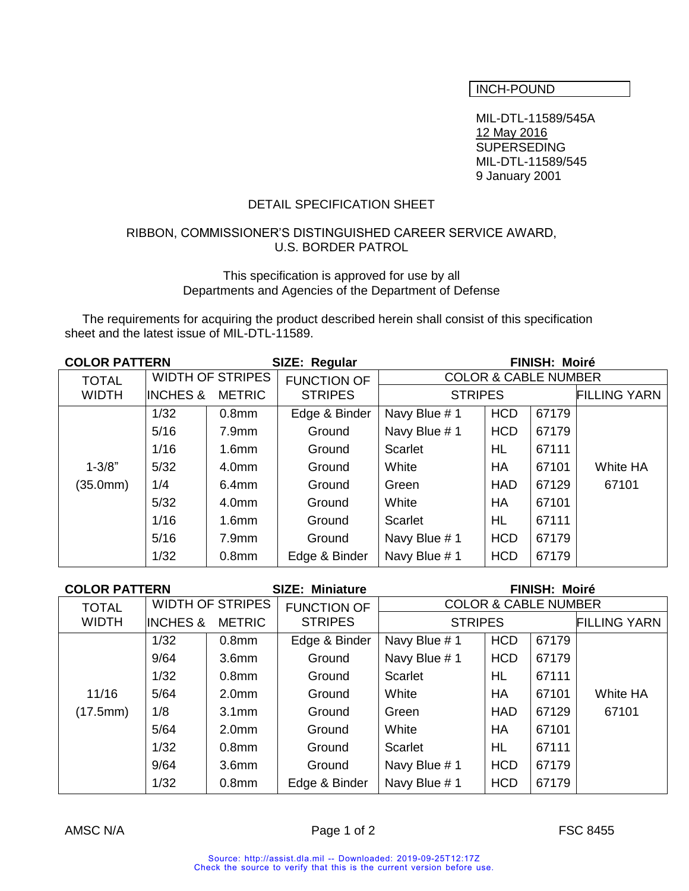INCH-POUND

MIL-DTL-11589/545A
12 May 2016
SUPERSEDING
MIL-DTL-11589/545
9 January 2001

DETAIL SPECIFICATION SHEET

RIBBON, COMMISSIONER'S DISTINGUISHED CAREER SERVICE AWARD,
U.S. BORDER PATROL

This specification is approved for use by all
Departments and Agencies of the Department of Defense

The requirements for acquiring the product described herein shall consist of this specification sheet and the latest issue of MIL-DTL-11589.

**COLOR PATTERN** **SIZE: Regular** **FINISH: Moiré**

| TOTAL WIDTH | WIDTH OF STRIPES | | FUNCTION OF STRIPES | COLOR & CABLE NUMBER | | | |
|---|---|---|---|---|---|---|---|
| | INCHES & | METRIC | | STRIPES | | | FILLING YARN |
| 1-3/8" (35.0mm) | 1/32 | 0.8mm | Edge & Binder | Navy Blue # 1 | HCD | 67179 | White HA 67101 |
| | 5/16 | 7.9mm | Ground | Navy Blue # 1 | HCD | 67179 | |
| | 1/16 | 1.6mm | Ground | Scarlet | HL | 67111 | |
| | 5/32 | 4.0mm | Ground | White | HA | 67101 | |
| | 1/4 | 6.4mm | Ground | Green | HAD | 67129 | |
| | 5/32 | 4.0mm | Ground | White | HA | 67101 | |
| | 1/16 | 1.6mm | Ground | Scarlet | HL | 67111 | |
| | 5/16 | 7.9mm | Ground | Navy Blue # 1 | HCD | 67179 | |
| | 1/32 | 0.8mm | Edge & Binder | Navy Blue # 1 | HCD | 67179 | |

**COLOR PATTERN** **SIZE: Miniature** **FINISH: Moiré**

| TOTAL WIDTH | WIDTH OF STRIPES | | FUNCTION OF STRIPES | COLOR & CABLE NUMBER | | | |
|---|---|---|---|---|---|---|---|
| | INCHES & | METRIC | | STRIPES | | | FILLING YARN |
| 11/16 (17.5mm) | 1/32 | 0.8mm | Edge & Binder | Navy Blue # 1 | HCD | 67179 | White HA 67101 |
| | 9/64 | 3.6mm | Ground | Navy Blue # 1 | HCD | 67179 | |
| | 1/32 | 0.8mm | Ground | Scarlet | HL | 67111 | |
| | 5/64 | 2.0mm | Ground | White | HA | 67101 | |
| | 1/8 | 3.1mm | Ground | Green | HAD | 67129 | |
| | 5/64 | 2.0mm | Ground | White | HA | 67101 | |
| | 1/32 | 0.8mm | Ground | Scarlet | HL | 67111 | |
| | 9/64 | 3.6mm | Ground | Navy Blue # 1 | HCD | 67179 | |
| | 1/32 | 0.8mm | Edge & Binder | Navy Blue # 1 | HCD | 67179 | |

AMSC N/A FSC 8455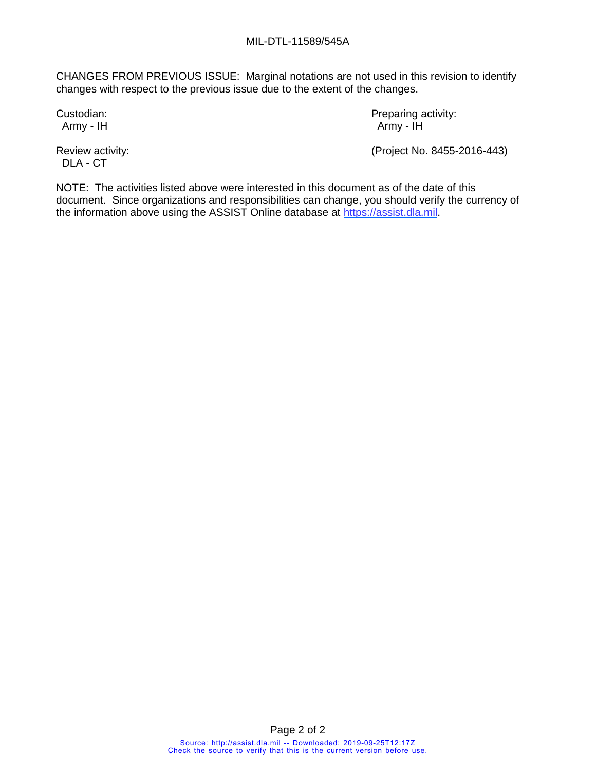CHANGES FROM PREVIOUS ISSUE: Marginal notations are not used in this revision to identify changes with respect to the previous issue due to the extent of the changes.

Custodian:
Army - IH

Review activity:
DLA - CT

Preparing activity:
Army - IH

(Project No. 8455-2016-443)

NOTE: The activities listed above were interested in this document as of the date of this document. Since organizations and responsibilities can change, you should verify the currency of the information above using the ASSIST Online database at https://assist.dla.mil.